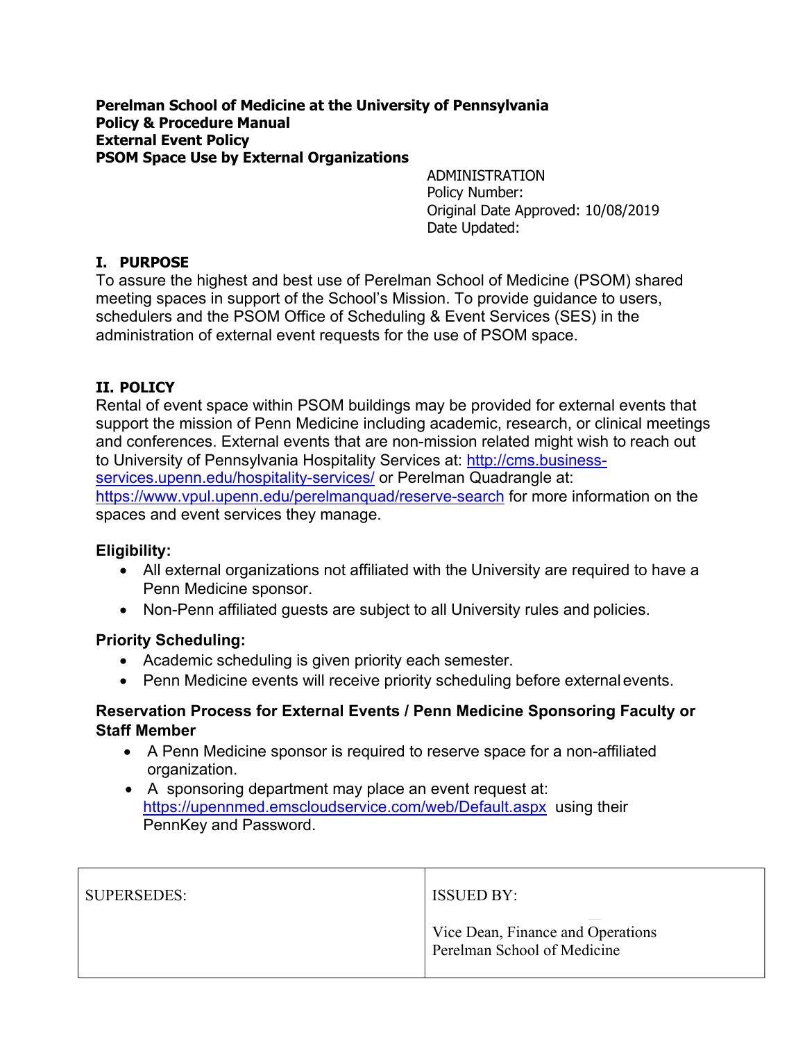**Perelman School of Medicine at the University of Pennsylvania**
**Policy & Procedure Manual**
**External Event Policy**
**PSOM Space Use by External Organizations**

ADMINISTRATION
Policy Number:
Original Date Approved: 10/08/2019
Date Updated:

## I. PURPOSE

To assure the highest and best use of Perelman School of Medicine (PSOM) shared meeting spaces in support of the School's Mission. To provide guidance to users, schedulers and the PSOM Office of Scheduling & Event Services (SES) in the administration of external event requests for the use of PSOM space.

## II. POLICY

Rental of event space within PSOM buildings may be provided for external events that support the mission of Penn Medicine including academic, research, or clinical meetings and conferences. External events that are non-mission related might wish to reach out to University of Pennsylvania Hospitality Services at: http://cms.business-services.upenn.edu/hospitality-services/ or Perelman Quadrangle at: https://www.vpul.upenn.edu/perelmanquad/reserve-search for more information on the spaces and event services they manage.

### Eligibility:

- All external organizations not affiliated with the University are required to have a Penn Medicine sponsor.
- Non-Penn affiliated guests are subject to all University rules and policies.

### Priority Scheduling:

- Academic scheduling is given priority each semester.
- Penn Medicine events will receive priority scheduling before external events.

### Reservation Process for External Events / Penn Medicine Sponsoring Faculty or Staff Member

- A Penn Medicine sponsor is required to reserve space for a non-affiliated organization.
- A sponsoring department may place an event request at: https://upennmed.emscloudservice.com/web/Default.aspx using their PennKey and Password.

| | |
|---|---|
| SUPERSEDES: | ISSUED BY:<br><br>Vice Dean, Finance and Operations<br>Perelman School of Medicine |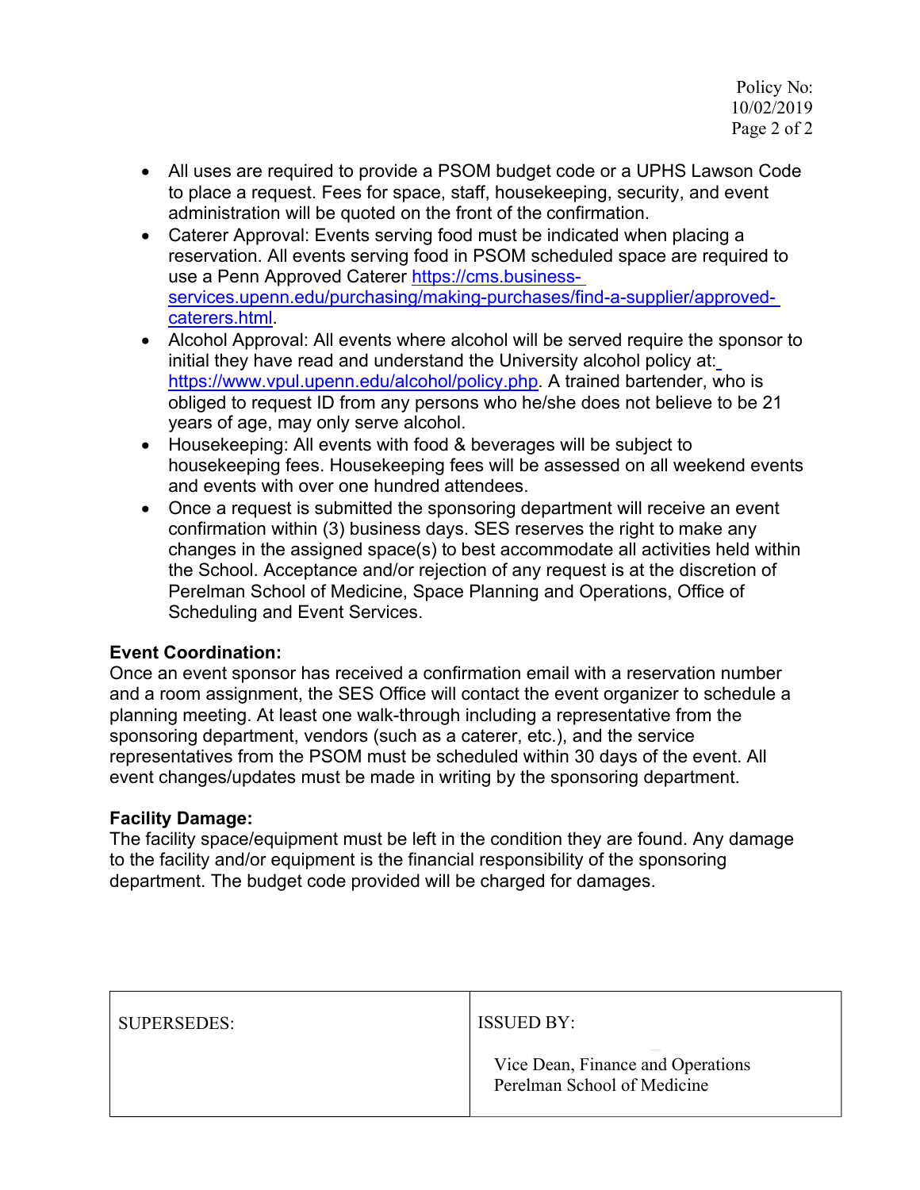- All uses are required to provide a PSOM budget code or a UPHS Lawson Code to place a request. Fees for space, staff, housekeeping, security, and event administration will be quoted on the front of the confirmation.
- Caterer Approval: Events serving food must be indicated when placing a reservation. All events serving food in PSOM scheduled space are required to use a Penn Approved Caterer https://cms.business-services.upenn.edu/purchasing/making-purchases/find-a-supplier/approved-caterers.html.
- Alcohol Approval: All events where alcohol will be served require the sponsor to initial they have read and understand the University alcohol policy at: https://www.vpul.upenn.edu/alcohol/policy.php. A trained bartender, who is obliged to request ID from any persons who he/she does not believe to be 21 years of age, may only serve alcohol.
- Housekeeping: All events with food & beverages will be subject to housekeeping fees. Housekeeping fees will be assessed on all weekend events and events with over one hundred attendees.
- Once a request is submitted the sponsoring department will receive an event confirmation within (3) business days. SES reserves the right to make any changes in the assigned space(s) to best accommodate all activities held within the School. Acceptance and/or rejection of any request is at the discretion of Perelman School of Medicine, Space Planning and Operations, Office of Scheduling and Event Services.

**Event Coordination:**
Once an event sponsor has received a confirmation email with a reservation number and a room assignment, the SES Office will contact the event organizer to schedule a planning meeting. At least one walk-through including a representative from the sponsoring department, vendors (such as a caterer, etc.), and the service representatives from the PSOM must be scheduled within 30 days of the event. All event changes/updates must be made in writing by the sponsoring department.

**Facility Damage:**
The facility space/equipment must be left in the condition they are found. Any damage to the facility and/or equipment is the financial responsibility of the sponsoring department. The budget code provided will be charged for damages.

| | |
|---|---|
| SUPERSEDES: | ISSUED BY:<br><br>Vice Dean, Finance and Operations<br>Perelman School of Medicine |